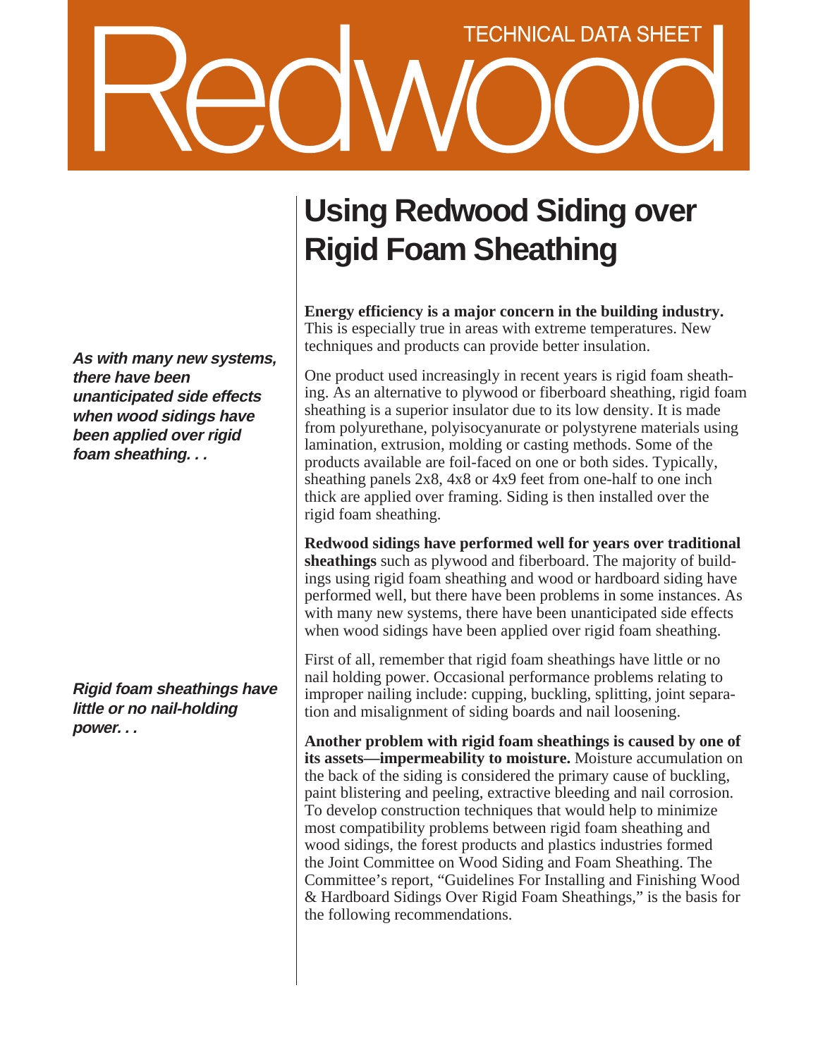TECHNICAL DATA SHEET

Redwood

# Using Redwood Siding over Rigid Foam Sheathing

*As with many new systems, there have been unanticipated side effects when wood sidings have been applied over rigid foam sheathing. . .*

*Rigid foam sheathings have little or no nail-holding power. . .*

**Energy efficiency is a major concern in the building industry.** This is especially true in areas with extreme temperatures. New techniques and products can provide better insulation.

One product used increasingly in recent years is rigid foam sheathing. As an alternative to plywood or fiberboard sheathing, rigid foam sheathing is a superior insulator due to its low density. It is made from polyurethane, polyisocyanurate or polystyrene materials using lamination, extrusion, molding or casting methods. Some of the products available are foil-faced on one or both sides. Typically, sheathing panels 2x8, 4x8 or 4x9 feet from one-half to one inch thick are applied over framing. Siding is then installed over the rigid foam sheathing.

**Redwood sidings have performed well for years over traditional sheathings** such as plywood and fiberboard. The majority of buildings using rigid foam sheathing and wood or hardboard siding have performed well, but there have been problems in some instances. As with many new systems, there have been unanticipated side effects when wood sidings have been applied over rigid foam sheathing.

First of all, remember that rigid foam sheathings have little or no nail holding power. Occasional performance problems relating to improper nailing include: cupping, buckling, splitting, joint separation and misalignment of siding boards and nail loosening.

**Another problem with rigid foam sheathings is caused by one of its assets—impermeability to moisture.** Moisture accumulation on the back of the siding is considered the primary cause of buckling, paint blistering and peeling, extractive bleeding and nail corrosion. To develop construction techniques that would help to minimize most compatibility problems between rigid foam sheathing and wood sidings, the forest products and plastics industries formed the Joint Committee on Wood Siding and Foam Sheathing. The Committee's report, "Guidelines For Installing and Finishing Wood & Hardboard Sidings Over Rigid Foam Sheathings," is the basis for the following recommendations.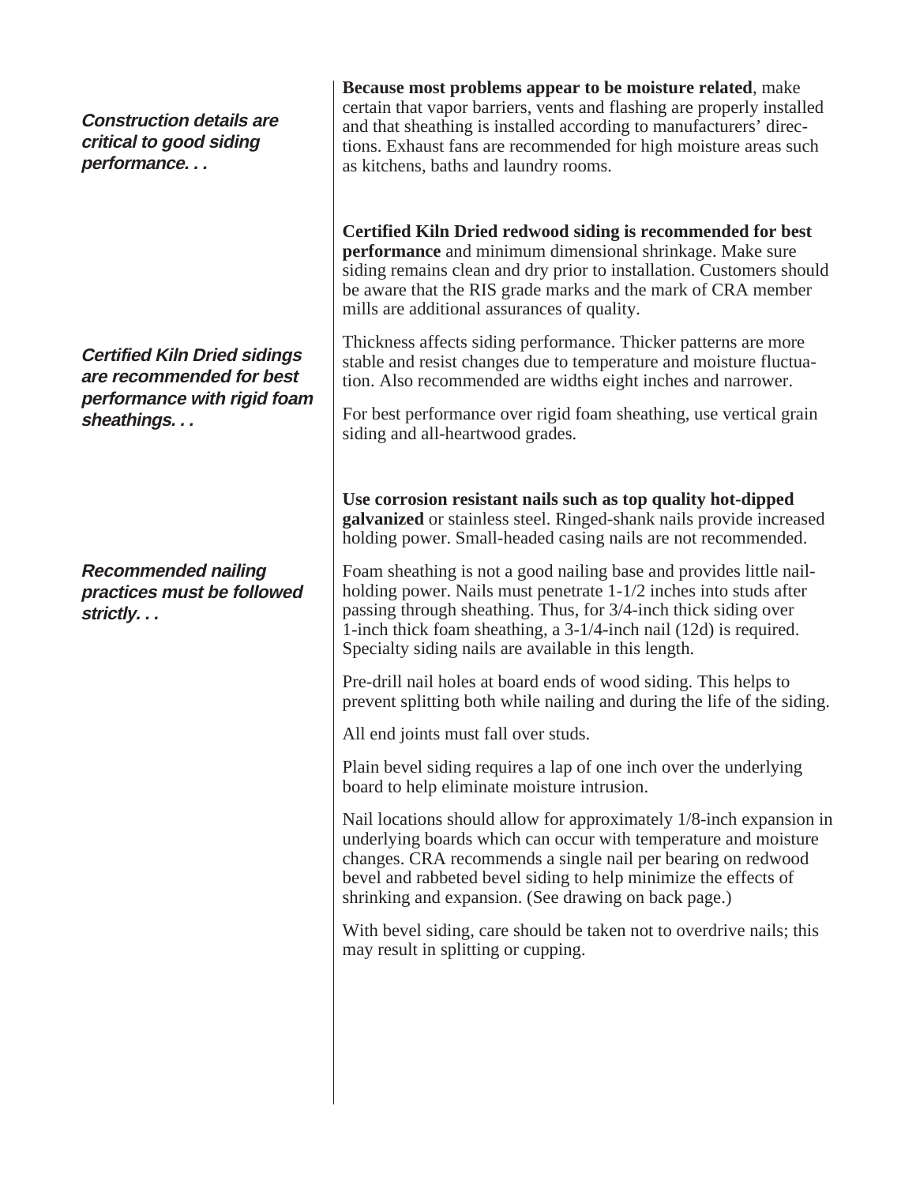***Construction details are critical to good siding performance. . .***

**Because most problems appear to be moisture related**, make certain that vapor barriers, vents and flashing are properly installed and that sheathing is installed according to manufacturers' directions. Exhaust fans are recommended for high moisture areas such as kitchens, baths and laundry rooms.

***Certified Kiln Dried sidings are recommended for best performance with rigid foam sheathings. . .***

**Certified Kiln Dried redwood siding is recommended for best performance** and minimum dimensional shrinkage. Make sure siding remains clean and dry prior to installation. Customers should be aware that the RIS grade marks and the mark of CRA member mills are additional assurances of quality.

Thickness affects siding performance. Thicker patterns are more stable and resist changes due to temperature and moisture fluctuation. Also recommended are widths eight inches and narrower.

For best performance over rigid foam sheathing, use vertical grain siding and all-heartwood grades.

***Recommended nailing practices must be followed strictly. . .***

**Use corrosion resistant nails such as top quality hot-dipped galvanized** or stainless steel. Ringed-shank nails provide increased holding power. Small-headed casing nails are not recommended.

Foam sheathing is not a good nailing base and provides little nail-holding power. Nails must penetrate 1-1/2 inches into studs after passing through sheathing. Thus, for 3/4-inch thick siding over 1-inch thick foam sheathing, a 3-1/4-inch nail (12d) is required. Specialty siding nails are available in this length.

Pre-drill nail holes at board ends of wood siding. This helps to prevent splitting both while nailing and during the life of the siding.

All end joints must fall over studs.

Plain bevel siding requires a lap of one inch over the underlying board to help eliminate moisture intrusion.

Nail locations should allow for approximately 1/8-inch expansion in underlying boards which can occur with temperature and moisture changes. CRA recommends a single nail per bearing on redwood bevel and rabbeted bevel siding to help minimize the effects of shrinking and expansion. (See drawing on back page.)

With bevel siding, care should be taken not to overdrive nails; this may result in splitting or cupping.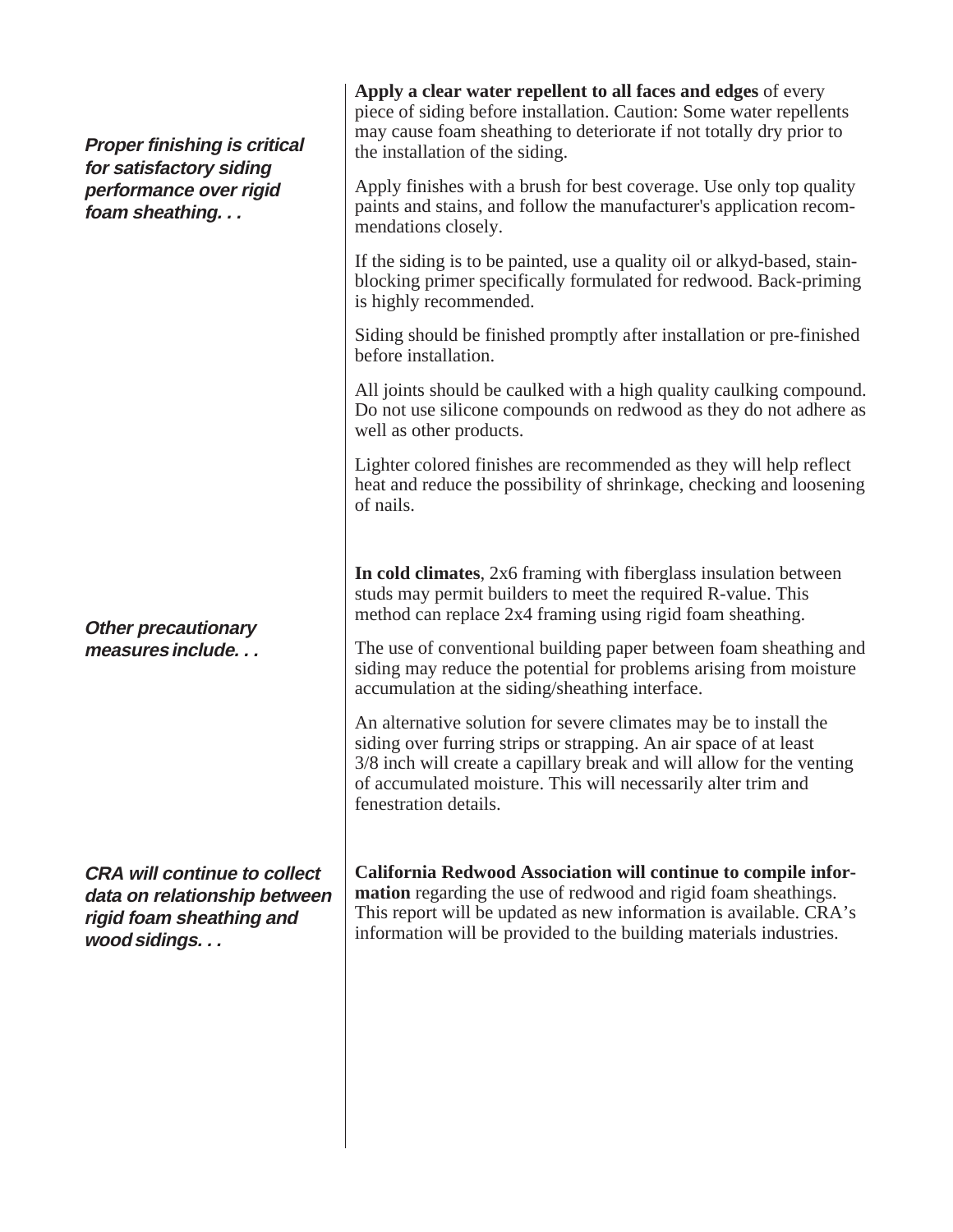***Proper finishing is critical for satisfactory siding performance over rigid foam sheathing. . .***

**Apply a clear water repellent to all faces and edges** of every piece of siding before installation. Caution: Some water repellents may cause foam sheathing to deteriorate if not totally dry prior to the installation of the siding.

Apply finishes with a brush for best coverage. Use only top quality paints and stains, and follow the manufacturer's application recommendations closely.

If the siding is to be painted, use a quality oil or alkyd-based, stain-blocking primer specifically formulated for redwood. Back-priming is highly recommended.

Siding should be finished promptly after installation or pre-finished before installation.

All joints should be caulked with a high quality caulking compound. Do not use silicone compounds on redwood as they do not adhere as well as other products.

Lighter colored finishes are recommended as they will help reflect heat and reduce the possibility of shrinkage, checking and loosening of nails.

***Other precautionary measures include. . .***

**In cold climates**, 2x6 framing with fiberglass insulation between studs may permit builders to meet the required R-value. This method can replace 2x4 framing using rigid foam sheathing.

The use of conventional building paper between foam sheathing and siding may reduce the potential for problems arising from moisture accumulation at the siding/sheathing interface.

An alternative solution for severe climates may be to install the siding over furring strips or strapping. An air space of at least 3/8 inch will create a capillary break and will allow for the venting of accumulated moisture. This will necessarily alter trim and fenestration details.

***CRA will continue to collect data on relationship between rigid foam sheathing and wood sidings. . .***

**California Redwood Association will continue to compile information** regarding the use of redwood and rigid foam sheathings. This report will be updated as new information is available. CRA's information will be provided to the building materials industries.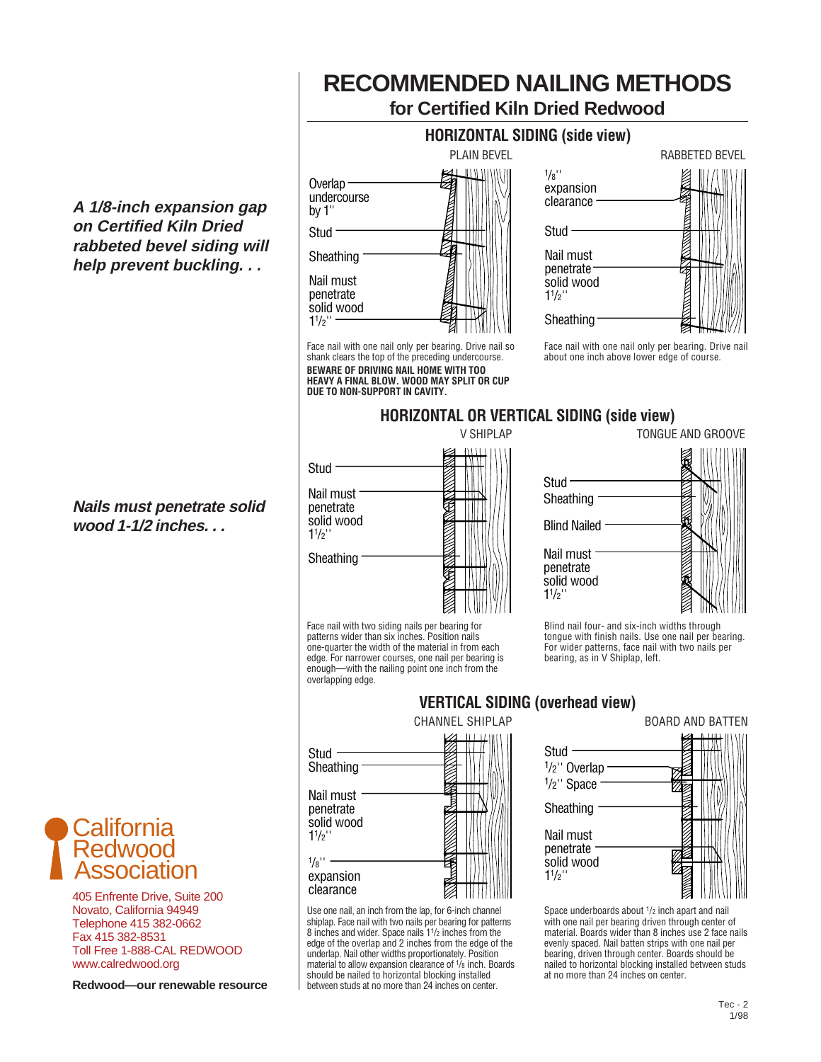# RECOMMENDED NAILING METHODS

## for Certified Kiln Dried Redwood

***A 1/8-inch expansion gap on Certified Kiln Dried rabbeted bevel siding will help prevent buckling. . .***

***Nails must penetrate solid wood 1-1/2 inches. . .***

### HORIZONTAL SIDING (side view)

PLAIN BEVEL

Overlap undercourse by 1''

Stud

Sheathing

Nail must penetrate solid wood $1^1/_2$''

Face nail with one nail only per bearing. Drive nail so shank clears the top of the preceding undercourse.

**BEWARE OF DRIVING NAIL HOME WITH TOO HEAVY A FINAL BLOW. WOOD MAY SPLIT OR CUP DUE TO NON-SUPPORT IN CAVITY.**

RABBETED BEVEL

$^1/_8$'' expansion clearance

Stud

Nail must penetrate solid wood $1^1/_2$''

Sheathing

Face nail with one nail only per bearing. Drive nail about one inch above lower edge of course.

### HORIZONTAL OR VERTICAL SIDING (side view)

V SHIPLAP

Stud

Nail must penetrate solid wood $1^1/_2$''

Sheathing

Face nail with two siding nails per bearing for patterns wider than six inches. Position nails one-quarter the width of the material in from each edge. For narrower courses, one nail per bearing is enough—with the nailing point one inch from the overlapping edge.

TONGUE AND GROOVE

Stud

Sheathing

Blind Nailed

Nail must penetrate solid wood $1^1/_2$''

Blind nail four- and six-inch widths through tongue with finish nails. Use one nail per bearing. For wider patterns, face nail with two nails per bearing, as in V Shiplap, left.

### VERTICAL SIDING (overhead view)

CHANNEL SHIPLAP

Stud

Sheathing

Nail must penetrate solid wood $1^1/_2$''

$^1/_8$'' expansion clearance

Use one nail, an inch from the lap, for 6-inch channel shiplap. Face nail with two nails per bearing for patterns 8 inches and wider. Space nails $1^1/_2$ inches from the edge of the overlap and 2 inches from the edge of the underlap. Nail other widths proportionately. Position material to allow expansion clearance of $^1/_8$ inch. Boards should be nailed to horizontal blocking installed between studs at no more than 24 inches on center.

BOARD AND BATTEN

Stud

$^1/_2$'' Overlap

$^1/_2$'' Space

Sheathing

Nail must penetrate solid wood $1^1/_2$''

Space underboards about $^1/_2$ inch apart and nail with one nail per bearing driven through center of material. Boards wider than 8 inches use 2 face nails evenly spaced. Nail batten strips with one nail per bearing, driven through center. Boards should be nailed to horizontal blocking installed between studs at no more than 24 inches on center.

California Redwood Association

405 Enfrente Drive, Suite 200
Novato, California 94949
Telephone 415 382-0662
Fax 415 382-8531
Toll Free 1-888-CAL REDWOOD
www.calredwood.org

**Redwood—our renewable resource**

Tec - 2
1/98